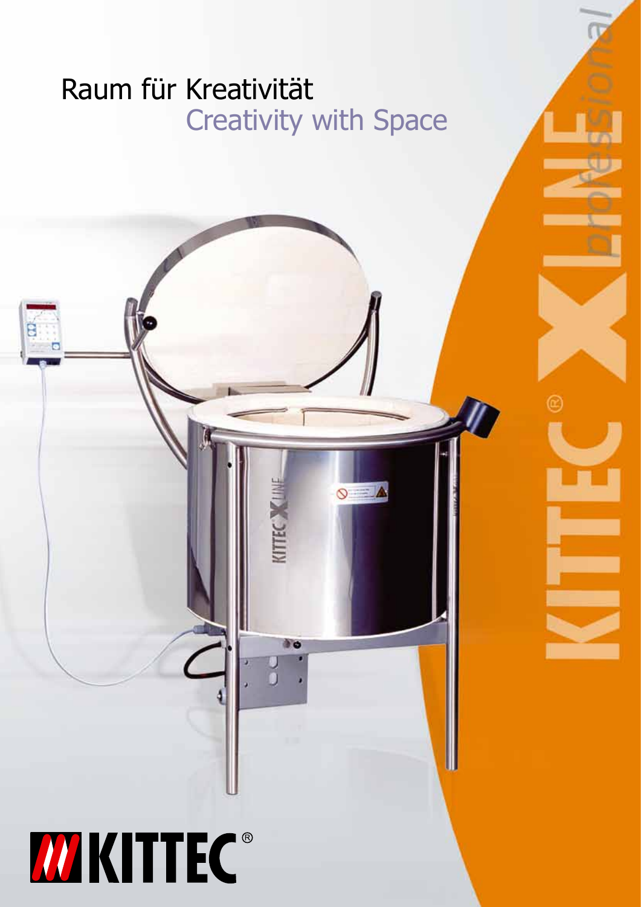# Raum für Kreativität

## Creativity with Space

KITTEC® X LINE *professional*

KITTEC®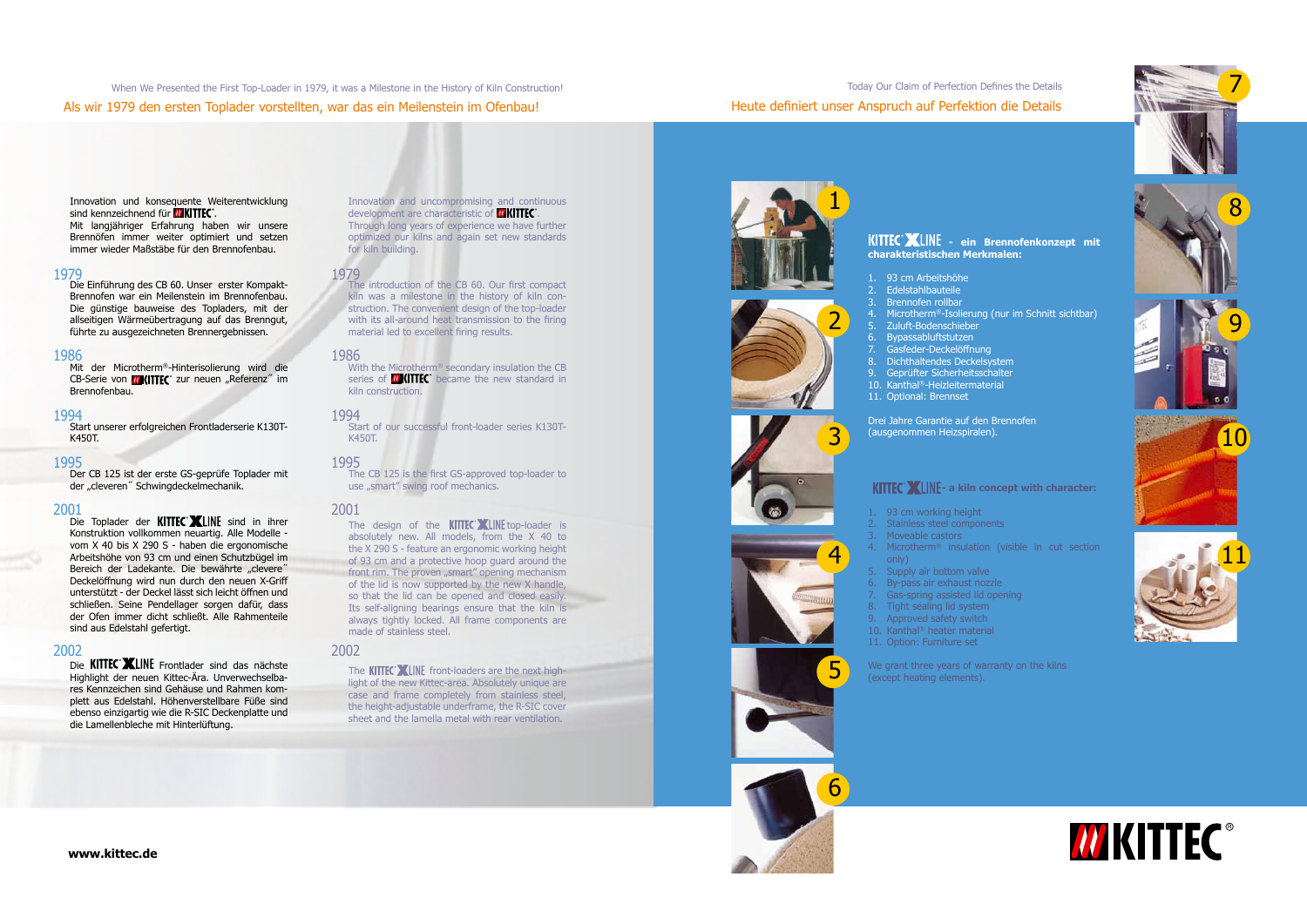When We Presented the First Top-Loader in 1979, it was a Milestone in the History of Kiln Construction!

## Als wir 1979 den ersten Toplader vorstellten, war das ein Meilenstein im Ofenbau!

Innovation und konsequente Weiterentwicklung sind kennzeichnend für KITTEC. Mit langjähriger Erfahrung haben wir unsere Brennöfen immer weiter optimiert und setzen immer wieder Maßstäbe für den Brennofenbau.

### 1979

Die Einführung des CB 60. Unser erster Kompakt-Brennofen war ein Meilenstein im Brennofenbau. Die günstige bauweise des Topladers, mit der allseitigen Wärmeübertragung auf das Brenngut, führte zu ausgezeichneten Brennergebnissen.

### 1986

Mit der Microtherm®-Hinterisolierung wird die CB-Serie von KITTEC zur neuen „Referenz" im Brennofenbau.

### 1994

Start unserer erfolgreichen Frontladerserie K130T-K450T.

### 1995

Der CB 125 ist der erste GS-geprüfe Toplader mit der „cleveren" Schwingdeckelmechanik.

### 2001

Die Toplader der KITTEC XLINE sind in ihrer Konstruktion vollkommen neuartig. Alle Modelle - vom X 40 bis X 290 S - haben die ergonomische Arbeitshöhe von 93 cm und einen Schutzbügel im Bereich der Ladekante. Die bewährte „clevere" Deckelöffnung wird nun durch den neuen X-Griff unterstützt - der Deckel lässt sich leicht öffnen und schließen. Seine Pendellager sorgen dafür, dass der Ofen immer dicht schließt. Alle Rahmenteile sind aus Edelstahl gefertigt.

### 2002

Die KITTEC XLINE Frontlader sind das nächste Highlight der neuen Kittec-Ära. Unverwechselbares Kennzeichen sind Gehäuse und Rahmen komplett aus Edelstahl. Höhenverstellbare Füße sind ebenso einzigartig wie die R-SIC Deckenplatte und die Lamellenbleche mit Hinterlüftung.

Innovation and uncompromising and continuous development are characteristic of KITTEC. Through long years of experience we have further optimized our kilns and again set new standards for kiln building.

### 1979

The introduction of the CB 60. Our first compact kiln was a milestone in the history of kiln construction. The convenient design of the top-loader with its all-around heat transmission to the firing material led to excellent firing results.

### 1986

With the Microtherm® secondary insulation the CB series of KITTEC became the new standard in kiln construction.

### 1994

Start of our successful front-loader series K130T-K450T.

### 1995

The CB 125 is the first GS-approved top-loader to use „smart" swing roof mechanics.

### 2001

The design of the KITTEC XLINE top-loader is absolutely new. All models, from the X 40 to the X 290 S - feature an ergonomic working height of 93 cm and a protective hoop guard around the front rim. The proven „smart" opening mechanism of the lid is now supported by the new X handle, so that the lid can be opened and closed easily. Its self-aligning bearings ensure that the kiln is always tightly locked. All frame components are made of stainless steel.

### 2002

The KITTEC XLINE front-loaders are the next highlight of the new Kittec-area. Absolutely unique are case and frame completely from stainless steel, the height-adjustable underframe, the R-SIC cover sheet and the lamella metal with rear ventilation.

www.kittec.de

Today Our Claim of Perfection Defines the Details

## Heute definiert unser Anspruch auf Perfektion die Details

**KITTEC XLINE - ein Brennofenkonzept mit charakteristischen Merkmalen:**

1. 93 cm Arbeitshöhe
2. Edelstahlbauteile
3. Brennofen rollbar
4. Microtherm®-Isolierung (nur im Schnitt sichtbar)
5. Zuluft-Bodenschieber
6. Bypassabluftstutzen
7. Gasfeder-Deckelöffnung
8. Dichthaltendes Deckelsystem
9. Geprüfter Sicherheitsschalter
10. Kanthal®-Heizleitermaterial
11. Optional: Brennset

Drei Jahre Garantie auf den Brennofen (ausgenommen Heizspiralen).

**KITTEC XLINE - a kiln concept with character:**

1. 93 cm working height
2. Stainless steel components
3. Moveable castors
4. Microtherm®- insulation (visible in cut section only)
5. Supply air bottom valve
6. By-pass air exhaust nozzle
7. Gas-spring assisted lid opening
8. Tight sealing lid system
9. Approved safety switch
10. Kanthal® heater material
11. Option: Furniture set

We grant three years of warranty on the kilns (except heating elements).

KITTEC®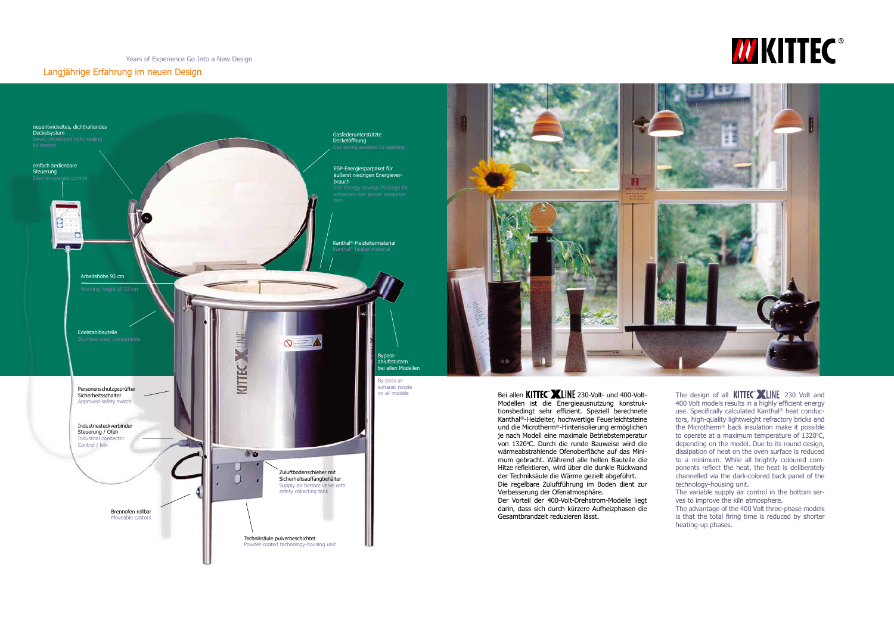Years of Experience Go Into a New Design

## Langjährige Erfahrung im neuen Design

neuentwickeltes, dichthaltendes Deckelsystem
Newly developed tight sealing lid system

einfach bedienbare Steuerung
Easy-to-operate control

Gasfederunterstützte Deckelöffnung
Gas spring assisted lid opening

ESP-Energiesparpaket für äußerst niedrigen Energieverbrauch
ESP Energy Savings Package for extremely low power consumption

Kanthal®-Heizleitermaterial
Kanthal® heater material

Arbeitshöhe 93 cm
Working height of 93 cm

Edelstahlbauteile
Stainless steel components

Bypass-abluftstutzen bei allen Modellen
By-pass air exhaust nozzle on all models

Personenschutzgeprüfter Sicherheitsschalter
Approved safety switch

Industriesteckverbinder Steuerung / Ofen
Industrial connector Control / kiln

Zuluftbodenschieber mit Sicherheitsauffangbehälter
Supply air bottom valve with safety collecting tank

Brennofen rollbar
Moveable castors

Techniksäule pulverbeschichtet
Powder-coated technology-housing unit

Bei allen KITTEC XLINE 230-Volt- und 400-Volt-Modellen ist die Energieausnutzung konstruktionsbedingt sehr effizient. Speziell berechnete Kanthal®-Heizleiter, hochwertige Feuerleichtsteine und die Microtherm®-Hinterisolierung ermöglichen je nach Modell eine maximale Betriebstemperatur von 1320°C. Durch die runde Bauweise wird die wärmeabstrahlende Ofenoberfläche auf das Minimum gebracht. Während alle hellen Bauteile die Hitze reflektieren, wird über die dunkle Rückwand der Techniksäule die Wärme gezielt abgeführt.
Die regelbare Zuluftführung im Boden dient zur Verbesserung der Ofenatmosphäre.
Der Vorteil der 400-Volt-Drehstrom-Modelle liegt darin, dass sich durch kürzere Aufheizphasen die Gesamtbrandzeit reduzieren lässt.

The design of all KITTEC XLINE 230 Volt and 400 Volt models results in a highly efficient energy use. Specifically calculated Kanthal® heat conductors, high-quality lightweight refractory bricks and the Microtherm® back insulation make it possible to operate at a maximum temperature of 1320°C, depending on the model. Due to its round design, dissipation of heat on the oven surface is reduced to a minimum. While all brightly coloured components reflect the heat, the heat is deliberately channelled via the dark-colored back panel of the technology-housing unit.
The variable supply air control in the bottom serves to improve the kiln atmosphere.
The advantage of the 400 Volt three-phase models is that the total firing time is reduced by shorter heating-up phases.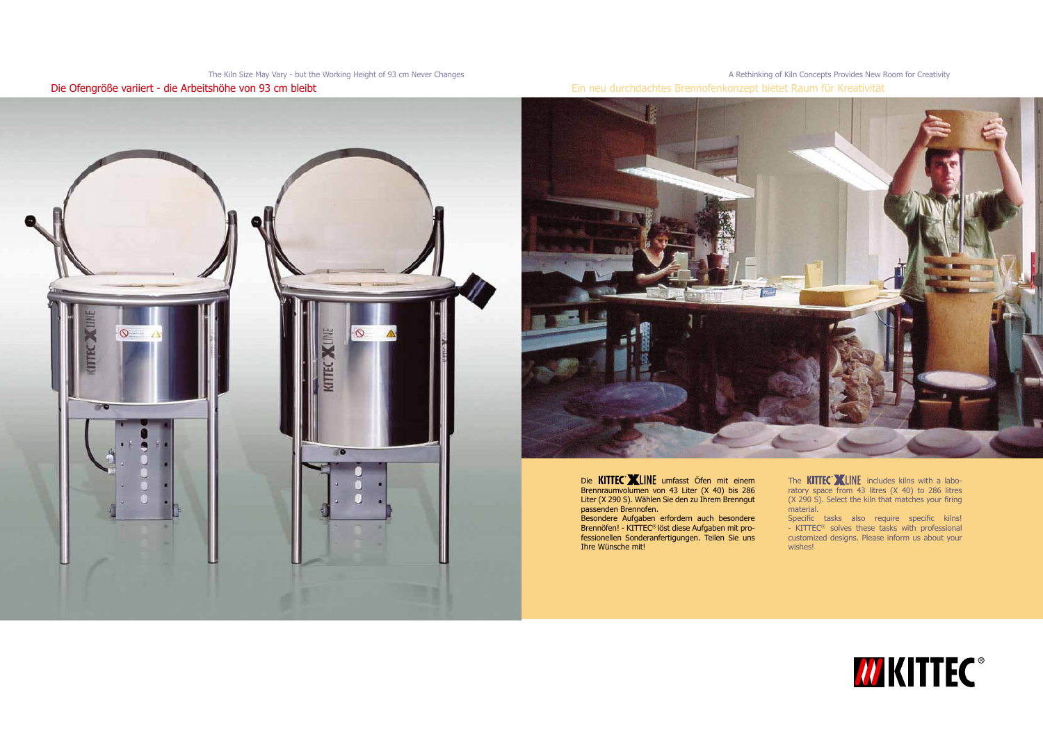The Kiln Size May Vary - but the Working Height of 93 cm Never Changes

## Die Ofengröße variiert - die Arbeitshöhe von 93 cm bleibt

A Rethinking of Kiln Concepts Provides New Room for Creativity

## Ein neu durchdachtes Brennofenkonzept bietet Raum für Kreativität

Die KITTEC® X LINE umfasst Öfen mit einem Brennraumvolumen von 43 Liter (X 40) bis 286 Liter (X 290 S). Wählen Sie den zu Ihrem Brenngut passenden Brennofen.

Besondere Aufgaben erfordern auch besondere Brennöfen! - KITTEC® löst diese Aufgaben mit professionellen Sonderanfertigungen. Teilen Sie uns Ihre Wünsche mit!

The KITTEC® X LINE includes kilns with a laboratory space from 43 litres (X 40) to 286 litres (X 290 S). Select the kiln that matches your firing material.

Specific tasks also require specific kilns! - KITTEC® solves these tasks with professional customized designs. Please inform us about your wishes!

KITTEC®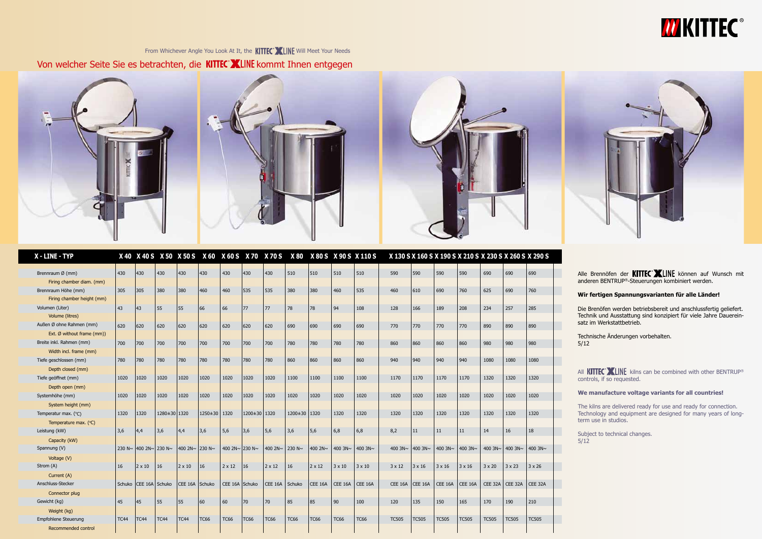From Whichever Angle You Look At It, the KITTEC XLINE Will Meet Your Needs

## Von welcher Seite Sie es betrachten, die KITTEC XLINE kommt Ihnen entgegen

| X - LINE - TYP | X 40 | X 40 S | X 50 | X 50 S | X 60 | X 60 S | X 70 | X 70 S | X 80 | X 80 S | X 90 S | X 110 S | X 130 S | X 160 S | X 190 S | X 210 S | X 230 S | X 260 S | X 290 S |
|---|---|---|---|---|---|---|---|---|---|---|---|---|---|---|---|---|---|---|---|
| Brennraum Ø (mm) / Firing chamber diam. (mm) | 430 | 430 | 430 | 430 | 430 | 430 | 430 | 430 | 510 | 510 | 510 | 510 | 590 | 590 | 590 | 590 | 690 | 690 | 690 |
| Brennraum Höhe (mm) / Firing chamber height (mm) | 305 | 305 | 380 | 380 | 460 | 460 | 535 | 535 | 380 | 380 | 460 | 535 | 460 | 610 | 690 | 760 | 625 | 690 | 760 |
| Volumen (Liter) / Volume (litres) | 43 | 43 | 55 | 55 | 66 | 66 | 77 | 77 | 78 | 78 | 94 | 108 | 128 | 166 | 189 | 208 | 234 | 257 | 285 |
| Außen Ø ohne Rahmen (mm) / Ext. Ø without frame (mm)) | 620 | 620 | 620 | 620 | 620 | 620 | 620 | 620 | 690 | 690 | 690 | 690 | 770 | 770 | 770 | 770 | 890 | 890 | 890 |
| Breite inkl. Rahmen (mm) / Width incl. frame (mm) | 700 | 700 | 700 | 700 | 700 | 700 | 700 | 700 | 780 | 780 | 780 | 780 | 860 | 860 | 860 | 860 | 980 | 980 | 980 |
| Tiefe geschlossen (mm) / Depth closed (mm) | 780 | 780 | 780 | 780 | 780 | 780 | 780 | 780 | 860 | 860 | 860 | 860 | 940 | 940 | 940 | 940 | 1080 | 1080 | 1080 |
| Tiefe geöffnet (mm) / Depth open (mm) | 1020 | 1020 | 1020 | 1020 | 1020 | 1020 | 1020 | 1020 | 1100 | 1100 | 1100 | 1100 | 1170 | 1170 | 1170 | 1170 | 1320 | 1320 | 1320 |
| Systemhöhe (mm) / System height (mm) | 1020 | 1020 | 1020 | 1020 | 1020 | 1020 | 1020 | 1020 | 1020 | 1020 | 1020 | 1020 | 1020 | 1020 | 1020 | 1020 | 1020 | 1020 | 1020 |
| Temperatur max. (°C) / Temperature max. (°C) | 1320 | 1320 | 1280±30 | 1320 | 1250±30 | 1320 | 1200±30 | 1320 | 1200±30 | 1320 | 1320 | 1320 | 1320 | 1320 | 1320 | 1320 | 1320 | 1320 | 1320 |
| Leistung (kW) / Capacity (kW) | 3,6 | 4,4 | 3,6 | 4,4 | 3,6 | 5,6 | 3,6 | 5,6 | 3,6 | 5,6 | 6,8 | 6,8 | 8,2 | 11 | 11 | 11 | 14 | 16 | 18 |
| Spannung (V) / Voltage (V) | 230 N~ | 400 2N~ | 230 N~ | 400 2N~ | 230 N~ | 400 2N~ | 230 N~ | 400 2N~ | 230 N~ | 400 2N~ | 400 3N~ | 400 3N~ | 400 3N~ | 400 3N~ | 400 3N~ | 400 3N~ | 400 3N~ | 400 3N~ | 400 3N~ |
| Strom (A) / Current (A) | 16 | 2 x 10 | 16 | 2 x 10 | 16 | 2 x 12 | 16 | 2 x 12 | 16 | 2 x 12 | 3 x 10 | 3 x 10 | 3 x 12 | 3 x 16 | 3 x 16 | 3 x 16 | 3 x 20 | 3 x 23 | 3 x 26 |
| Anschluss-Stecker / Connector plug | Schuko | CEE 16A | Schuko | CEE 16A | Schuko | CEE 16A | Schuko | CEE 16A | Schuko | CEE 16A | CEE 16A | CEE 16A | CEE 16A | CEE 16A | CEE 16A | CEE 16A | CEE 32A | CEE 32A | CEE 32A |
| Gewicht (kg) / Weight (kg) | 45 | 45 | 55 | 55 | 60 | 60 | 70 | 70 | 85 | 85 | 90 | 100 | 120 | 135 | 150 | 165 | 170 | 190 | 210 |
| Empfohlene Steuerung / Recommended control | TC44 | TC44 | TC44 | TC44 | TC66 | TC66 | TC66 | TC66 | TC66 | TC66 | TC66 | TC66 | TC505 | TC505 | TC505 | TC505 | TC505 | TC505 | TC505 |

Alle Brennöfen der KITTEC XLINE können auf Wunsch mit anderen BENTRUP®-Steuerungen kombiniert werden.

**Wir fertigen Spannungsvarianten für alle Länder!**

Die Brenöfen werden betriebsbereit und anschlussfertig geliefert. Technik und Ausstattung sind konzipiert für viele Jahre Dauereinsatz im Werkstattbetrieb.

Technische Änderungen vorbehalten.
5/12

All KITTEC XLINE kilns can be combined with other BENTRUP® controls, if so requested.

**We manufacture voltage variants for all countries!**

The kilns are delivered ready for use and ready for connection. Technology and equipment are designed for many years of long-term use in studios.

Subject to technical changes.
5/12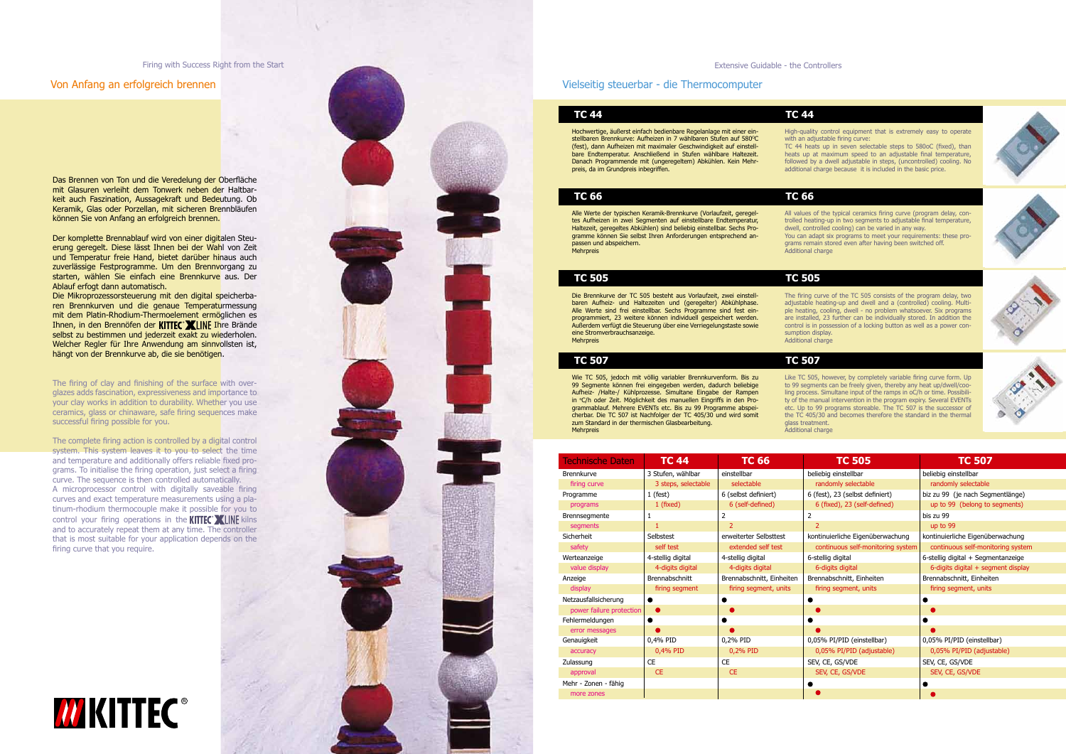Firing with Success Right from the Start

## Von Anfang an erfolgreich brennen

Das Brennen von Ton und die Veredelung der Oberfläche mit Glasuren verleiht dem Tonwerk neben der Haltbarkeit auch Faszination, Aussagekraft und Bedeutung. Ob Keramik, Glas oder Porzellan, mit sicheren Brennbläufen können Sie von Anfang an erfolgreich brennen.

Der komplette Brennablauf wird von einer digitalen Steuerung geregelt. Diese lässt Ihnen bei der Wahl von Zeit und Temperatur freie Hand, bietet darüber hinaus auch zuverlässige Festprogramme. Um den Brennvorgang zu starten, wählen Sie einfach eine Brennkurve aus. Der Ablauf erfogt dann automatisch.
Die Mikroprozessorsteuerung mit den digital speicherbaren Brennkurven und die genaue Temperaturmessung mit dem Platin-Rhodium-Thermoelement ermöglichen es Ihnen, in den Brennöfen der KITTEC XLINE Ihre Brände selbst zu bestimmen und jederzeit exakt zu wiederholen. Welcher Regler für Ihre Anwendung am sinnvollsten ist, hängt von der Brennkurve ab, die sie benötigen.

The firing of clay and finishing of the surface with overglazes adds fascination, expressiveness and importance to your clay works in addition to durability. Whether you use ceramics, glass or chinaware, safe firing sequences make successful firing possible for you.

The complete firing action is controlled by a digital control system. This system leaves it to you to select the time and temperature and additionally offers reliable fixed programs. To initialise the firing operation, just select a firing curve. The sequence is then controlled automatically.
A microprocessor control with digitally saveable firing curves and exact temperature measurements using a platinum-rhodium thermocouple make it possible for you to control your firing operations in the KITTEC XLINE kilns and to accurately repeat them at any time. The controller that is most suitable for your application depends on the firing curve that you require.

KITTEC®

Extensive Guidable - the Controllers

## Vielseitig steuerbar - die Thermocomputer

### TC 44

Hochwertige, äußerst einfach bedienbare Regelanlage mit einer einstellbaren Brennkurve: Aufheizen in 7 wählbaren Stufen auf 580°C (fest), dann Aufheizen mit maximaler Geschwindigkeit auf einstellbare Endtemperatur. Anschließend in Stufen wählbare Haltezeit. Danach Programmende mit (ungeregeltem) Abkühlen. Kein Mehrpreis, da im Grundpreis inbegriffen.

High-quality control equipment that is extremely easy to operate with an adjustable firing curve:
TC 44 heats up in seven selectable steps to 580oC (fixed), than heats up at maximum speed to an adjustable final temperature, followed by a dwell adjustable in steps, (uncontrolled) cooling. No additional charge because it is included in the basic price.

### TC 66

Alle Werte der typischen Keramik-Brennkurve (Vorlaufzeit, geregeltes Aufheizen in zwei Segmenten auf einstellbare Endtemperatur, Haltezeit, geregeltes Abkühlen) sind beliebig einstellbar. Sechs Programme können Sie selbst Ihren Anforderungen entsprechend anpassen und abspeichern.
Mehrpreis

All values of the typical ceramics firing curve (program delay, controlled heating-up in two segments to adjustable final temperature, dwell, controlled cooling) can be varied in any way.
You can adapt six programs to meet your requirements: these programs remain stored even after having been switched off.
Additional charge

### TC 505

Die Brennkurve der TC 505 besteht aus Vorlaufzeit, zwei einstellbaren Aufheiz- und Haltezeiten und (geregelter) Abkühlphase. Alle Werte sind frei einstellbar. Sechs Programme sind fest einprogrammiert, 23 weitere können individuell gespeichert werden. Außerdem verfügt die Steuerung über eine Verriegelungstaste sowie eine Stromverbrauchsanzeige.
Mehrpreis

The firing curve of the TC 505 consists of the program delay, two adjustable heating-up and dwell and a (controlled) cooling. Multiple heating, cooling, dwell - no problem whatsoever. Six programs are installed, 23 further can be individually stored. In addition the control is in possession of a locking button as well as a power consumption display.
Additional charge

### TC 507

Wie TC 505, jedoch mit völlig variabler Brennkurvenform. Bis zu 99 Segmente können frei eingegeben werden, dadurch beliebige Aufheiz- /Halte-/ Kühlprozesse. Simultane Eingabe der Rampen in °C/h oder Zeit. Möglichkeit des manuellen Eingriffs in den Programmablauf. Mehrere EVENTs etc. Bis zu 99 Programme abspeicherbar. Die TC 507 ist Nachfolger der TC 405/30 und wird somit zum Standard in der thermischen Glasbearbeitung.
Mehrpreis

Like TC 505, however, by completely variable firing curve form. Up to 99 segments can be freely given, thereby any heat up/dwell/cooling process. Simultane input of the ramps in oC/h or time. Possibility of the manual intervention in the program expiry. Several EVENTS etc. Up to 99 programs storeable. The TC 507 is the successor of the TC 405/30 and becomes therefore the standard in the thermal glass treatment.
Additional charge

| Technische Daten | TC 44 | TC 66 | TC 505 | TC 507 |
|---|---|---|---|---|
| Brennkurve | 3 Stufen, wählbar | einstellbar | beliebig einstellbar | beliebig einstellbar |
| firing curve | 3 steps, selectable | selectable | randomly selectable | randomly selectable |
| Programme | 1 (fest) | 6 (selbst definiert) | 6 (fest), 23 (selbst definiert) | biz zu 99 (je nach Segmentlänge) |
| programs | 1 (fixed) | 6 (self-defined) | 6 (fixed), 23 (self-defined) | up to 99 (belong to segments) |
| Brennsegmente | 1 | 2 | 2 | bis zu 99 |
| segments | 1 | 2 | 2 | up to 99 |
| Sicherheit | Selbstest | erweiterter Selbsttest | kontinuierliche Eigenüberwachung | kontinuierliche Eigenüberwachung |
| safety | self test | extended self test | continuous self-monitoring system | continuous self-monitoring system |
| Werteanzeige | 4-stellig digital | 4-stellig digital | 6-stellig digital | 6-stellig digital + Segmentanzeige |
| value display | 4-digits digital | 4-digits digital | 6-digits digital | 6-digits digital + segment display |
| Anzeige | Brennabschnitt | Brennabschnitt, Einheiten | Brennabschnitt, Einheiten | Brennabschnitt, Einheiten |
| display | firing segment | firing segment, units | firing segment, units | firing segment, units |
| Netzausfallsicherung | ● | ● | ● | ● |
| power failure protection | ● | ● | ● | ● |
| Fehlermeldungen | ● | ● | ● | ● |
| error messages | ● | ● | ● | ● |
| Genauigkeit | 0,4% PID | 0,2% PID | 0,05% PI/PID (einstellbar) | 0,05% PI/PID (einstellbar) |
| accuracy | 0,4% PID | 0,2% PID | 0,05% PI/PID (adjustable) | 0,05% PI/PID (adjustable) |
| Zulassung | CE | CE | SEV, CE, GS/VDE | SEV, CE, GS/VDE |
| approval | CE | CE | SEV, CE, GS/VDE | SEV, CE, GS/VDE |
| Mehr - Zonen - fähig | | | ● | ● |
| more zones | | | ● | ● |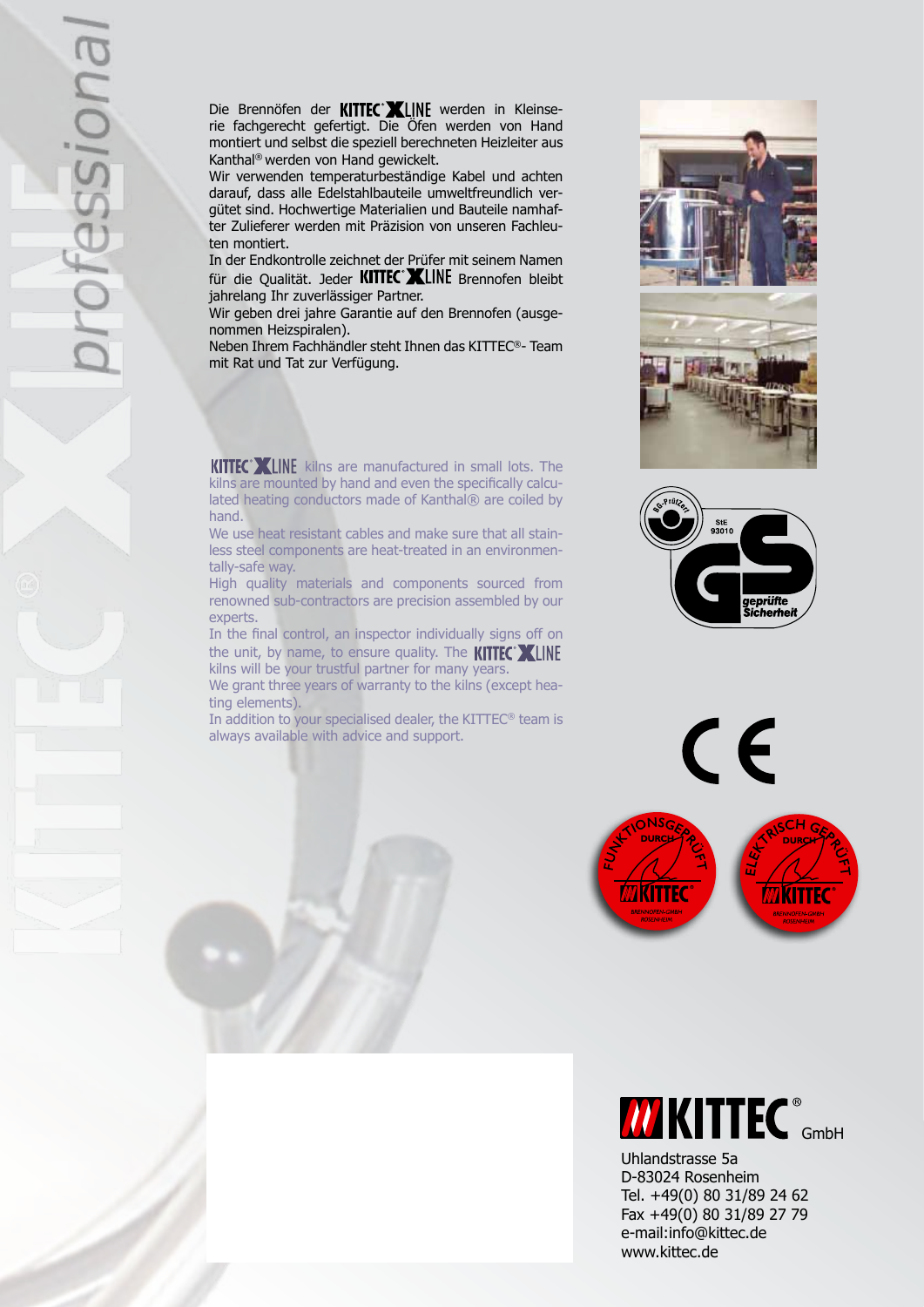Die Brennöfen der KITTEC XLINE werden in Kleinserie fachgerecht gefertigt. Die Öfen werden von Hand montiert und selbst die speziell berechneten Heizleiter aus Kanthal® werden von Hand gewickelt.
Wir verwenden temperaturbeständige Kabel und achten darauf, dass alle Edelstahlbauteile umweltfreundlich vergütet sind. Hochwertige Materialien und Bauteile namhafter Zulieferer werden mit Präzision von unseren Fachleuten montiert.
In der Endkontrolle zeichnet der Prüfer mit seinem Namen für die Qualität. Jeder KITTEC XLINE Brennofen bleibt jahrelang Ihr zuverlässiger Partner.
Wir geben drei jahre Garantie auf den Brennofen (ausgenommen Heizspiralen).
Neben Ihrem Fachhändler steht Ihnen das KITTEC®- Team mit Rat und Tat zur Verfügung.

KITTEC XLINE kilns are manufactured in small lots. The kilns are mounted by hand and even the specifically calculated heating conductors made of Kanthal® are coiled by hand.
We use heat resistant cables and make sure that all stainless steel components are heat-treated in an environmentally-safe way.
High quality materials and components sourced from renowned sub-contractors are precision assembled by our experts.
In the final control, an inspector individually signs off on the unit, by name, to ensure quality. The KITTEC XLINE kilns will be your trustful partner for many years.
We grant three years of warranty to the kilns (except heating elements).
In addition to your specialised dealer, the KITTEC® team is always available with advice and support.

KITTEC® GmbH
Uhlandstrasse 5a
D-83024 Rosenheim
Tel. +49(0) 80 31/89 24 62
Fax +49(0) 80 31/89 27 79
e-mail:info@kittec.de
www.kittec.de